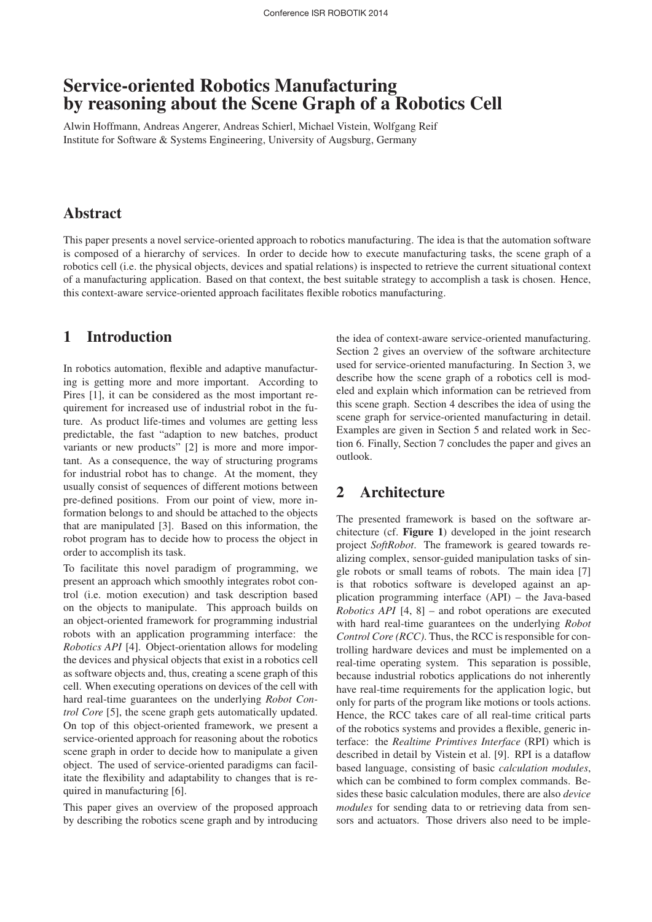// Service-oriented Robotics Manufacturing by reasoning about the Scene Graph of a Robotics Cell

Alwin Hoffmann, Andreas Angerer, Andreas Schierl, Michael Vistein, Wolfgang Reif
Institute for Software & Systems Engineering, University of Augsburg, Germany

## Abstract

This paper presents a novel service-oriented approach to robotics manufacturing. The idea is that the automation software is composed of a hierarchy of services. In order to decide how to execute manufacturing tasks, the scene graph of a robotics cell (i.e. the physical objects, devices and spatial relations) is inspected to retrieve the current situational context of a manufacturing application. Based on that context, the best suitable strategy to accomplish a task is chosen. Hence, this context-aware service-oriented approach facilitates flexible robotics manufacturing.

## 1 Introduction

In robotics automation, flexible and adaptive manufacturing is getting more and more important. According to Pires [1], it can be considered as the most important requirement for increased use of industrial robot in the future. As product life-times and volumes are getting less predictable, the fast "adaption to new batches, product variants or new products" [2] is more and more important. As a consequence, the way of structuring programs for industrial robot has to change. At the moment, they usually consist of sequences of different motions between pre-defined positions. From our point of view, more information belongs to and should be attached to the objects that are manipulated [3]. Based on this information, the robot program has to decide how to process the object in order to accomplish its task.

To facilitate this novel paradigm of programming, we present an approach which smoothly integrates robot control (i.e. motion execution) and task description based on the objects to manipulate. This approach builds on an object-oriented framework for programming industrial robots with an application programming interface: the *Robotics API* [4]. Object-orientation allows for modeling the devices and physical objects that exist in a robotics cell as software objects and, thus, creating a scene graph of this cell. When executing operations on devices of the cell with hard real-time guarantees on the underlying *Robot Control Core* [5], the scene graph gets automatically updated. On top of this object-oriented framework, we present a service-oriented approach for reasoning about the robotics scene graph in order to decide how to manipulate a given object. The used of service-oriented paradigms can facilitate the flexibility and adaptability to changes that is required in manufacturing [6].

This paper gives an overview of the proposed approach by describing the robotics scene graph and by introducing the idea of context-aware service-oriented manufacturing. Section 2 gives an overview of the software architecture used for service-oriented manufacturing. In Section 3, we describe how the scene graph of a robotics cell is modeled and explain which information can be retrieved from this scene graph. Section 4 describes the idea of using the scene graph for service-oriented manufacturing in detail. Examples are given in Section 5 and related work in Section 6. Finally, Section 7 concludes the paper and gives an outlook.

## 2 Architecture

The presented framework is based on the software architecture (cf. **Figure 1**) developed in the joint research project *SoftRobot*. The framework is geared towards realizing complex, sensor-guided manipulation tasks of single robots or small teams of robots. The main idea [7] is that robotics software is developed against an application programming interface (API) – the Java-based *Robotics API* [4, 8] – and robot operations are executed with hard real-time guarantees on the underlying *Robot Control Core (RCC)*. Thus, the RCC is responsible for controlling hardware devices and must be implemented on a real-time operating system. This separation is possible, because industrial robotics applications do not inherently have real-time requirements for the application logic, but only for parts of the program like motions or tools actions. Hence, the RCC takes care of all real-time critical parts of the robotics systems and provides a flexible, generic interface: the *Realtime Primtives Interface* (RPI) which is described in detail by Vistein et al. [9]. RPI is a dataflow based language, consisting of basic *calculation modules*, which can be combined to form complex commands. Besides these basic calculation modules, there are also *device modules* for sending data to or retrieving data from sensors and actuators. Those drivers also need to be imple-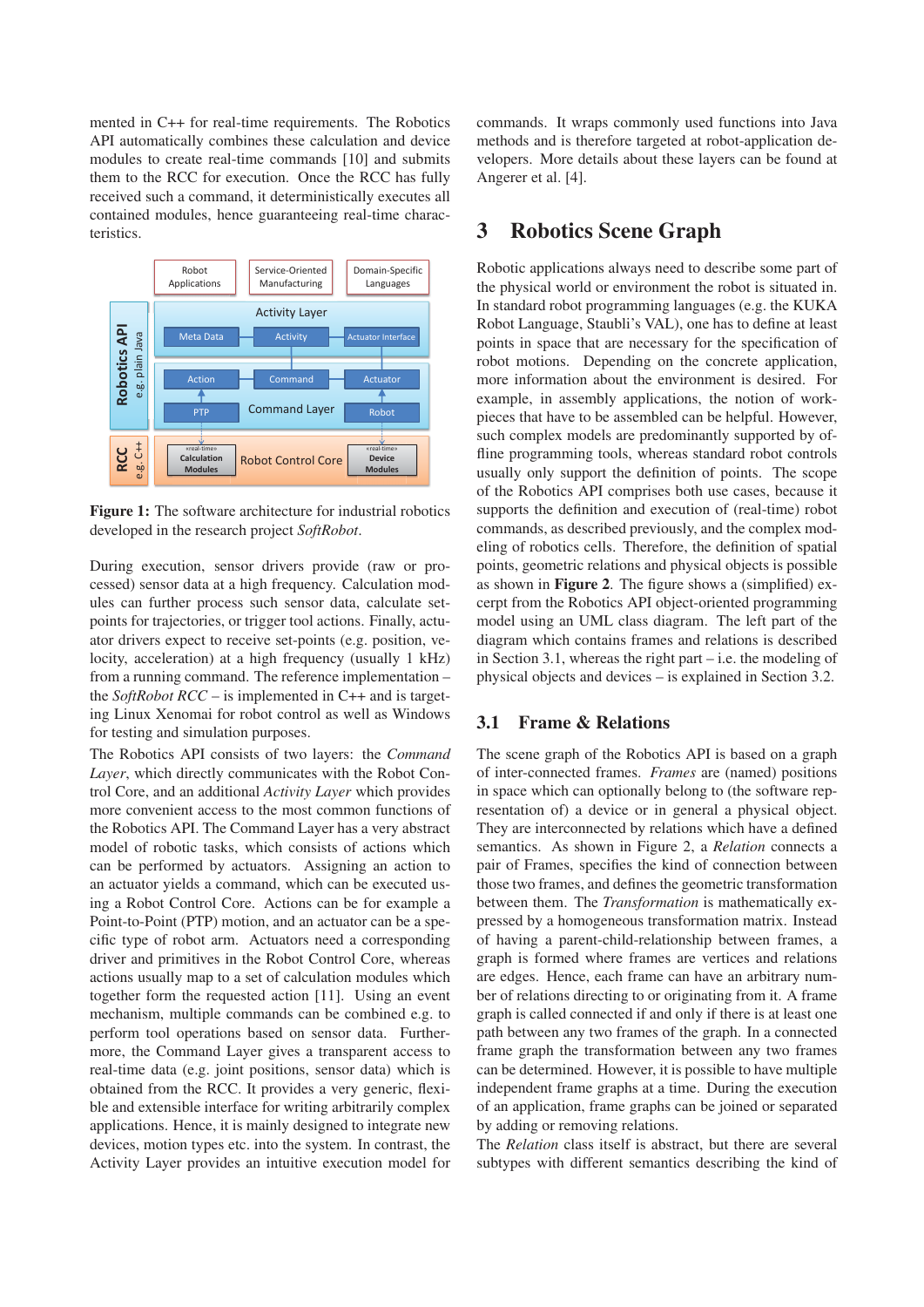mented in C++ for real-time requirements. The Robotics API automatically combines these calculation and device modules to create real-time commands [10] and submits them to the RCC for execution. Once the RCC has fully received such a command, it deterministically executes all contained modules, hence guaranteeing real-time characteristics.

**Figure 1:** The software architecture for industrial robotics developed in the research project *SoftRobot*.

During execution, sensor drivers provide (raw or processed) sensor data at a high frequency. Calculation modules can further process such sensor data, calculate set-points for trajectories, or trigger tool actions. Finally, actuator drivers expect to receive set-points (e.g. position, velocity, acceleration) at a high frequency (usually 1 kHz) from a running command. The reference implementation – the *SoftRobot RCC* – is implemented in C++ and is targeting Linux Xenomai for robot control as well as Windows for testing and simulation purposes.

The Robotics API consists of two layers: the *Command Layer*, which directly communicates with the Robot Control Core, and an additional *Activity Layer* which provides more convenient access to the most common functions of the Robotics API. The Command Layer has a very abstract model of robotic tasks, which consists of actions which can be performed by actuators. Assigning an action to an actuator yields a command, which can be executed using a Robot Control Core. Actions can be for example a Point-to-Point (PTP) motion, and an actuator can be a specific type of robot arm. Actuators need a corresponding driver and primitives in the Robot Control Core, whereas actions usually map to a set of calculation modules which together form the requested action [11]. Using an event mechanism, multiple commands can be combined e.g. to perform tool operations based on sensor data. Furthermore, the Command Layer gives a transparent access to real-time data (e.g. joint positions, sensor data) which is obtained from the RCC. It provides a very generic, flexible and extensible interface for writing arbitrarily complex applications. Hence, it is mainly designed to integrate new devices, motion types etc. into the system. In contrast, the Activity Layer provides an intuitive execution model for commands. It wraps commonly used functions into Java methods and is therefore targeted at robot-application developers. More details about these layers can be found at Angerer et al. [4].

## 3 Robotics Scene Graph

Robotic applications always need to describe some part of the physical world or environment the robot is situated in. In standard robot programming languages (e.g. the KUKA Robot Language, Staubli's VAL), one has to define at least points in space that are necessary for the specification of robot motions. Depending on the concrete application, more information about the environment is desired. For example, in assembly applications, the notion of workpieces that have to be assembled can be helpful. However, such complex models are predominantly supported by offline programming tools, whereas standard robot controls usually only support the definition of points. The scope of the Robotics API comprises both use cases, because it supports the definition and execution of (real-time) robot commands, as described previously, and the complex modeling of robotics cells. Therefore, the definition of spatial points, geometric relations and physical objects is possible as shown in **Figure 2**. The figure shows a (simplified) excerpt from the Robotics API object-oriented programming model using an UML class diagram. The left part of the diagram which contains frames and relations is described in Section 3.1, whereas the right part – i.e. the modeling of physical objects and devices – is explained in Section 3.2.

### 3.1 Frame & Relations

The scene graph of the Robotics API is based on a graph of inter-connected frames. *Frames* are (named) positions in space which can optionally belong to (the software representation of) a device or in general a physical object. They are interconnected by relations which have a defined semantics. As shown in Figure 2, a *Relation* connects a pair of Frames, specifies the kind of connection between those two frames, and defines the geometric transformation between them. The *Transformation* is mathematically expressed by a homogeneous transformation matrix. Instead of having a parent-child-relationship between frames, a graph is formed where frames are vertices and relations are edges. Hence, each frame can have an arbitrary number of relations directing to or originating from it. A frame graph is called connected if and only if there is at least one path between any two frames of the graph. In a connected frame graph the transformation between any two frames can be determined. However, it is possible to have multiple independent frame graphs at a time. During the execution of an application, frame graphs can be joined or separated by adding or removing relations.

The *Relation* class itself is abstract, but there are several subtypes with different semantics describing the kind of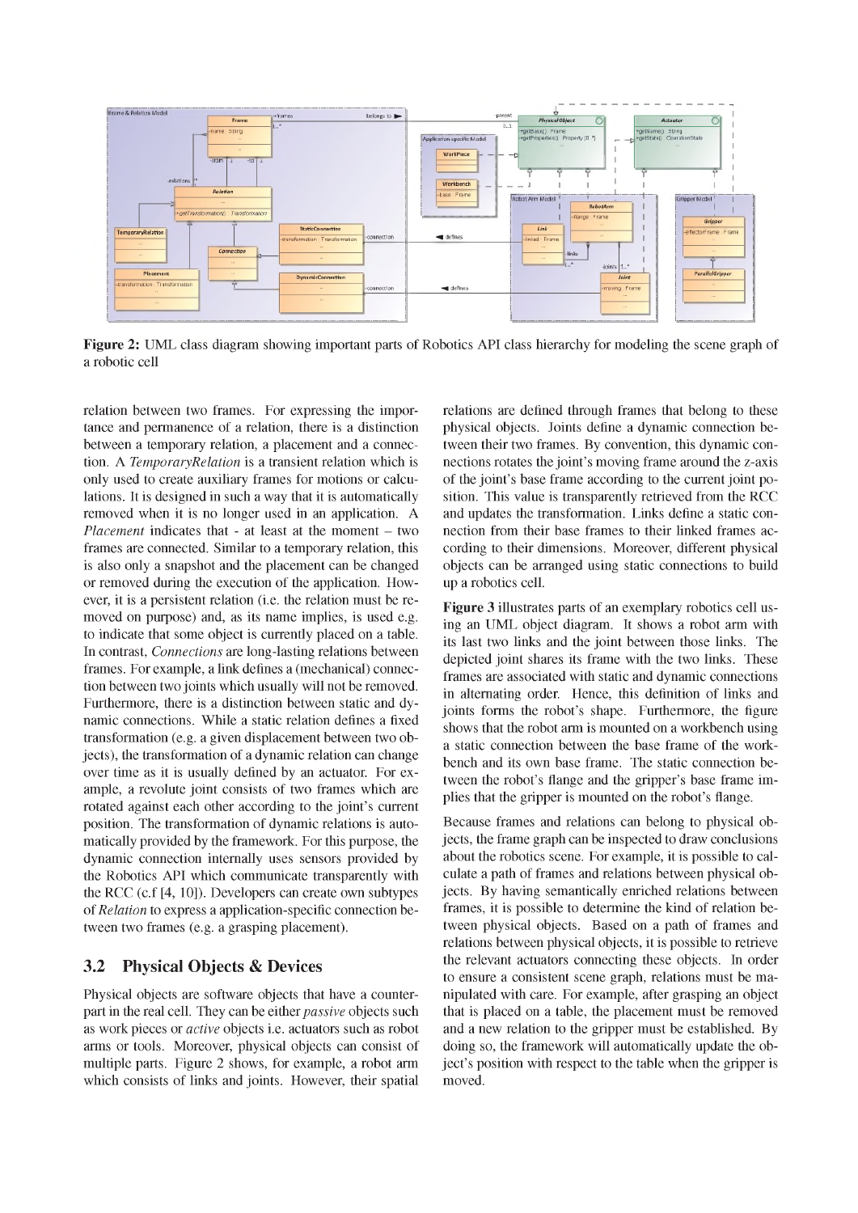**Figure 2:** UML class diagram showing important parts of Robotics API class hierarchy for modeling the scene graph of a robotic cell

relation between two frames. For expressing the importance and permanence of a relation, there is a distinction between a temporary relation, a placement and a connection. A *TemporaryRelation* is a transient relation which is only used to create auxiliary frames for motions or calculations. It is designed in such a way that it is automatically removed when it is no longer used in an application. A *Placement* indicates that - at least at the moment – two frames are connected. Similar to a temporary relation, this is also only a snapshot and the placement can be changed or removed during the execution of the application. However, it is a persistent relation (i.e. the relation must be removed on purpose) and, as its name implies, is used e.g. to indicate that some object is currently placed on a table. In contrast, *Connections* are long-lasting relations between frames. For example, a link defines a (mechanical) connection between two joints which usually will not be removed. Furthermore, there is a distinction between static and dynamic connections. While a static relation defines a fixed transformation (e.g. a given displacement between two objects), the transformation of a dynamic relation can change over time as it is usually defined by an actuator. For example, a revolute joint consists of two frames which are rotated against each other according to the joint's current position. The transformation of dynamic relations is automatically provided by the framework. For this purpose, the dynamic connection internally uses sensors provided by the Robotics API which communicate transparently with the RCC (c.f [4, 10]). Developers can create own subtypes of *Relation* to express a application-specific connection between two frames (e.g. a grasping placement).

## 3.2 Physical Objects & Devices

Physical objects are software objects that have a counterpart in the real cell. They can be either *passive* objects such as work pieces or *active* objects i.e. actuators such as robot arms or tools. Moreover, physical objects can consist of multiple parts. Figure 2 shows, for example, a robot arm which consists of links and joints. However, their spatial relations are defined through frames that belong to these physical objects. Joints define a dynamic connection between their two frames. By convention, this dynamic connections rotates the joint's moving frame around the z-axis of the joint's base frame according to the current joint position. This value is transparently retrieved from the RCC and updates the transformation. Links define a static connection from their base frames to their linked frames according to their dimensions. Moreover, different physical objects can be arranged using static connections to build up a robotics cell.

**Figure 3** illustrates parts of an exemplary robotics cell using an UML object diagram. It shows a robot arm with its last two links and the joint between those links. The depicted joint shares its frame with the two links. These frames are associated with static and dynamic connections in alternating order. Hence, this definition of links and joints forms the robot's shape. Furthermore, the figure shows that the robot arm is mounted on a workbench using a static connection between the base frame of the workbench and its own base frame. The static connection between the robot's flange and the gripper's base frame implies that the gripper is mounted on the robot's flange.

Because frames and relations can belong to physical objects, the frame graph can be inspected to draw conclusions about the robotics scene. For example, it is possible to calculate a path of frames and relations between physical objects. By having semantically enriched relations between frames, it is possible to determine the kind of relation between physical objects. Based on a path of frames and relations between physical objects, it is possible to retrieve the relevant actuators connecting these objects. In order to ensure a consistent scene graph, relations must be manipulated with care. For example, after grasping an object that is placed on a table, the placement must be removed and a new relation to the gripper must be established. By doing so, the framework will automatically update the object's position with respect to the table when the gripper is moved.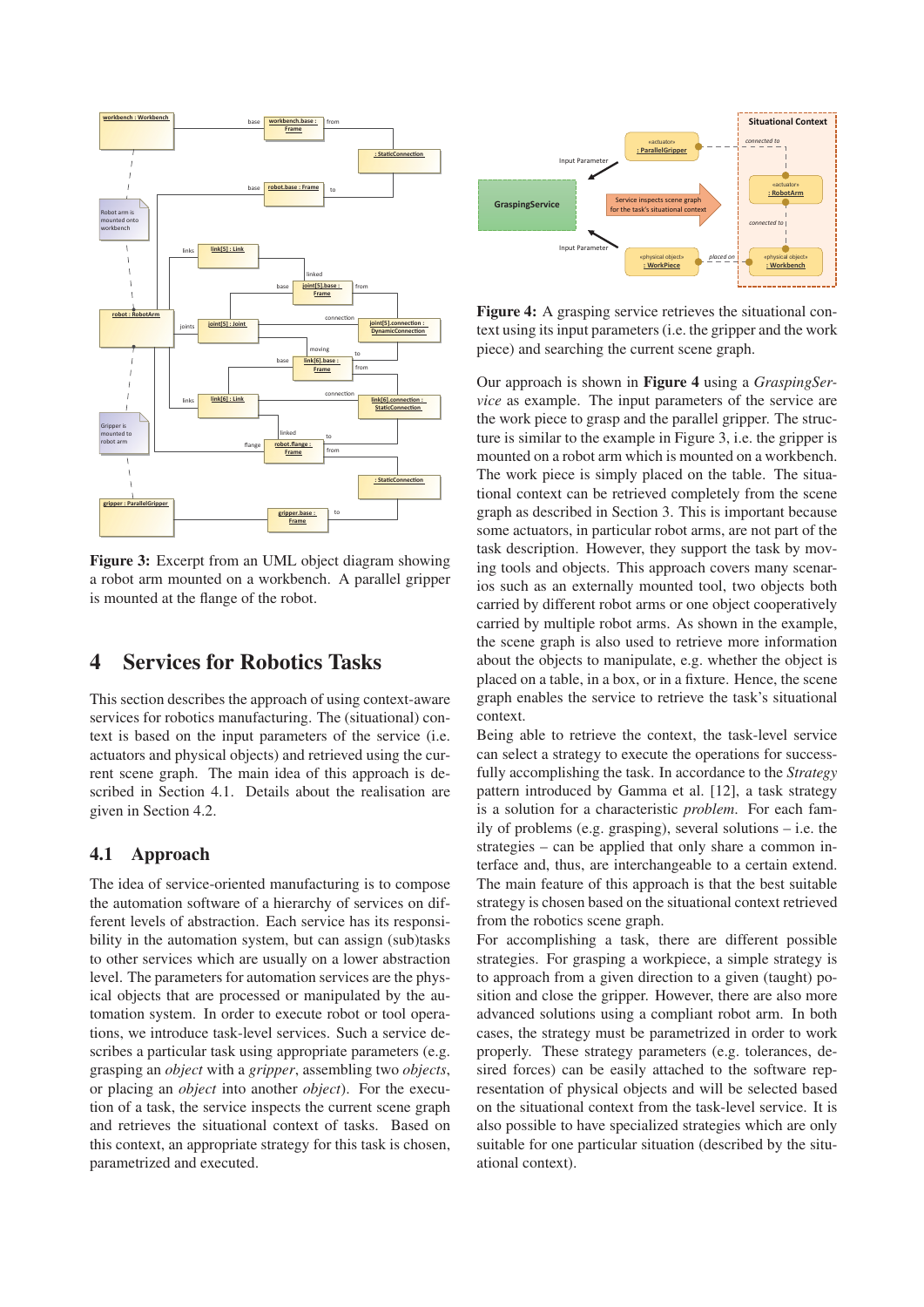**Figure 3:** Excerpt from an UML object diagram showing a robot arm mounted on a workbench. A parallel gripper is mounted at the flange of the robot.

## 4 Services for Robotics Tasks

This section describes the approach of using context-aware services for robotics manufacturing. The (situational) context is based on the input parameters of the service (i.e. actuators and physical objects) and retrieved using the current scene graph. The main idea of this approach is described in Section 4.1. Details about the realisation are given in Section 4.2.

### 4.1 Approach

The idea of service-oriented manufacturing is to compose the automation software of a hierarchy of services on different levels of abstraction. Each service has its responsibility in the automation system, but can assign (sub)tasks to other services which are usually on a lower abstraction level. The parameters for automation services are the physical objects that are processed or manipulated by the automation system. In order to execute robot or tool operations, we introduce task-level services. Such a service describes a particular task using appropriate parameters (e.g. grasping an *object* with a *gripper*, assembling two *objects*, or placing an *object* into another *object*). For the execution of a task, the service inspects the current scene graph and retrieves the situational context of tasks. Based on this context, an appropriate strategy for this task is chosen, parametrized and executed.

**Figure 4:** A grasping service retrieves the situational context using its input parameters (i.e. the gripper and the work piece) and searching the current scene graph.

Our approach is shown in **Figure 4** using a *GraspingService* as example. The input parameters of the service are the work piece to grasp and the parallel gripper. The structure is similar to the example in Figure 3, i.e. the gripper is mounted on a robot arm which is mounted on a workbench. The work piece is simply placed on the table. The situational context can be retrieved completely from the scene graph as described in Section 3. This is important because some actuators, in particular robot arms, are not part of the task description. However, they support the task by moving tools and objects. This approach covers many scenarios such as an externally mounted tool, two objects both carried by different robot arms or one object cooperatively carried by multiple robot arms. As shown in the example, the scene graph is also used to retrieve more information about the objects to manipulate, e.g. whether the object is placed on a table, in a box, or in a fixture. Hence, the scene graph enables the service to retrieve the task's situational context.

Being able to retrieve the context, the task-level service can select a strategy to execute the operations for successfully accomplishing the task. In accordance to the *Strategy* pattern introduced by Gamma et al. [12], a task strategy is a solution for a characteristic *problem*. For each family of problems (e.g. grasping), several solutions – i.e. the strategies – can be applied that only share a common interface and, thus, are interchangeable to a certain extend. The main feature of this approach is that the best suitable strategy is chosen based on the situational context retrieved from the robotics scene graph.

For accomplishing a task, there are different possible strategies. For grasping a workpiece, a simple strategy is to approach from a given direction to a given (taught) position and close the gripper. However, there are also more advanced solutions using a compliant robot arm. In both cases, the strategy must be parametrized in order to work properly. These strategy parameters (e.g. tolerances, desired forces) can be easily attached to the software representation of physical objects and will be selected based on the situational context from the task-level service. It is also possible to have specialized strategies which are only suitable for one particular situation (described by the situational context).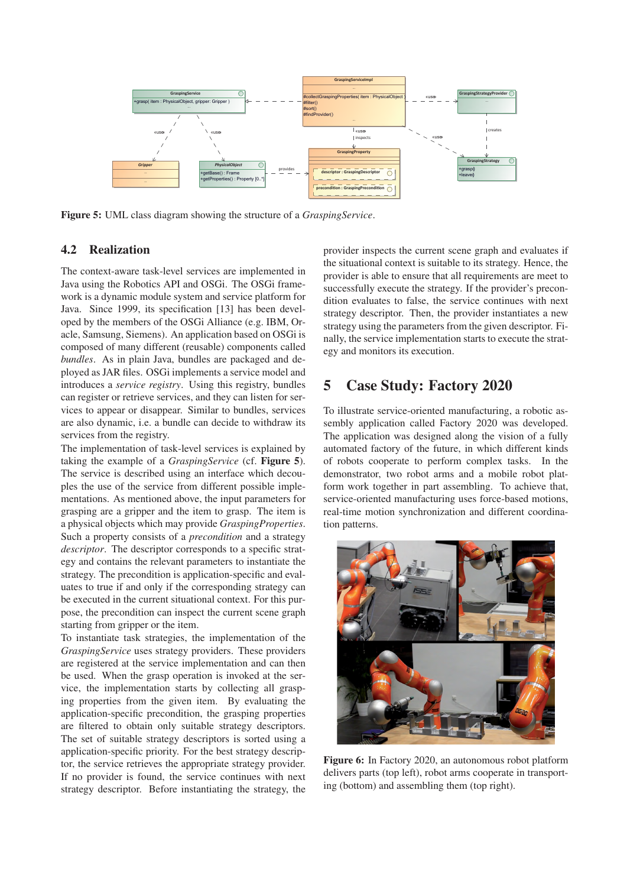**Figure 5:** UML class diagram showing the structure of a *GraspingService*.

## 4.2 Realization

The context-aware task-level services are implemented in Java using the Robotics API and OSGi. The OSGi framework is a dynamic module system and service platform for Java. Since 1999, its specification [13] has been developed by the members of the OSGi Alliance (e.g. IBM, Oracle, Samsung, Siemens). An application based on OSGi is composed of many different (reusable) components called *bundles*. As in plain Java, bundles are packaged and deployed as JAR files. OSGi implements a service model and introduces a *service registry*. Using this registry, bundles can register or retrieve services, and they can listen for services to appear or disappear. Similar to bundles, services are also dynamic, i.e. a bundle can decide to withdraw its services from the registry.

The implementation of task-level services is explained by taking the example of a *GraspingService* (cf. **Figure 5**). The service is described using an interface which decouples the use of the service from different possible implementations. As mentioned above, the input parameters for grasping are a gripper and the item to grasp. The item is a physical objects which may provide *GraspingProperties*. Such a property consists of a *precondition* and a strategy *descriptor*. The descriptor corresponds to a specific strategy and contains the relevant parameters to instantiate the strategy. The precondition is application-specific and evaluates to true if and only if the corresponding strategy can be executed in the current situational context. For this purpose, the precondition can inspect the current scene graph starting from gripper or the item.

To instantiate task strategies, the implementation of the *GraspingService* uses strategy providers. These providers are registered at the service implementation and can then be used. When the grasp operation is invoked at the service, the implementation starts by collecting all grasping properties from the given item. By evaluating the application-specific precondition, the grasping properties are filtered to obtain only suitable strategy descriptors. The set of suitable strategy descriptors is sorted using a application-specific priority. For the best strategy descriptor, the service retrieves the appropriate strategy provider. If no provider is found, the service continues with next strategy descriptor. Before instantiating the strategy, the provider inspects the current scene graph and evaluates if the situational context is suitable to its strategy. Hence, the provider is able to ensure that all requirements are meet to successfully execute the strategy. If the provider's precondition evaluates to false, the service continues with next strategy descriptor. Then, the provider instantiates a new strategy using the parameters from the given descriptor. Finally, the service implementation starts to execute the strategy and monitors its execution.

# 5 Case Study: Factory 2020

To illustrate service-oriented manufacturing, a robotic assembly application called Factory 2020 was developed. The application was designed along the vision of a fully automated factory of the future, in which different kinds of robots cooperate to perform complex tasks. In the demonstrator, two robot arms and a mobile robot platform work together in part assembling. To achieve that, service-oriented manufacturing uses force-based motions, real-time motion synchronization and different coordination patterns.

**Figure 6:** In Factory 2020, an autonomous robot platform delivers parts (top left), robot arms cooperate in transporting (bottom) and assembling them (top right).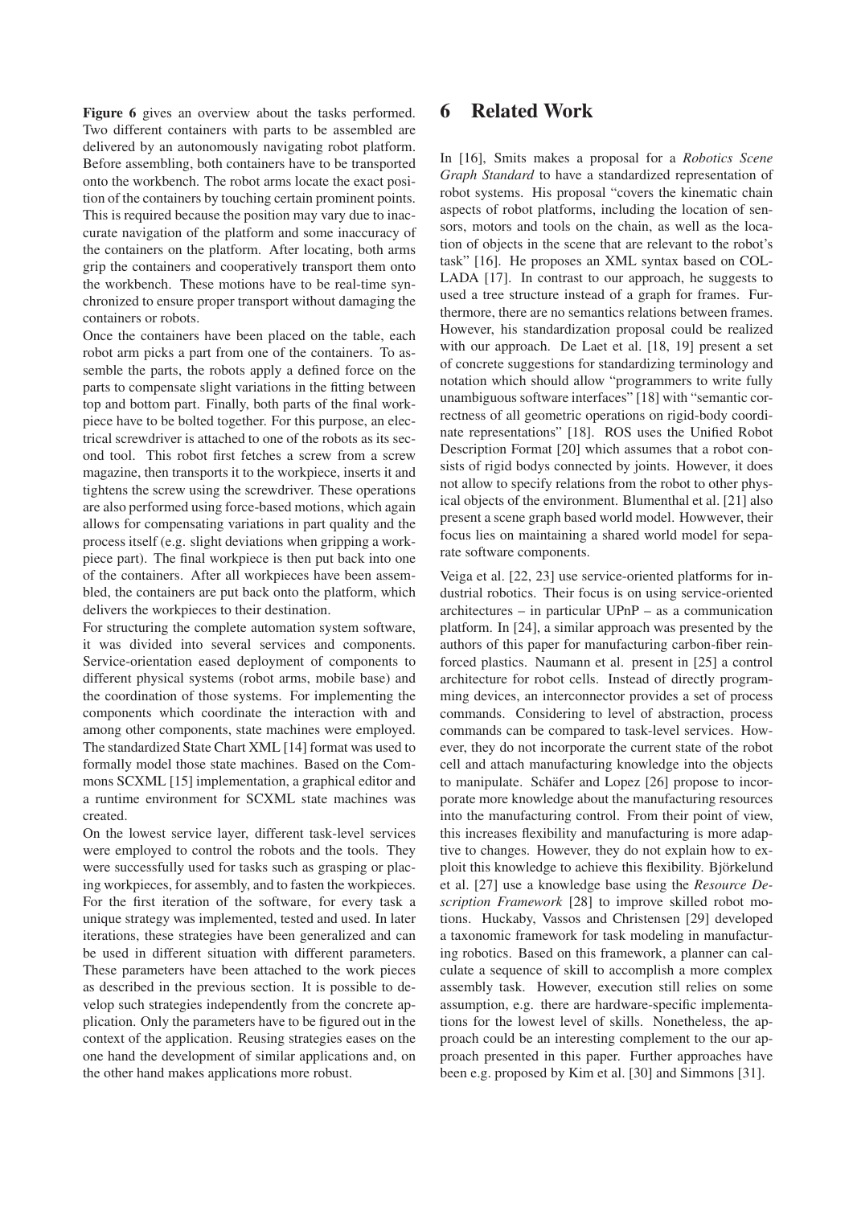**Figure 6** gives an overview about the tasks performed. Two different containers with parts to be assembled are delivered by an autonomously navigating robot platform. Before assembling, both containers have to be transported onto the workbench. The robot arms locate the exact position of the containers by touching certain prominent points. This is required because the position may vary due to inaccurate navigation of the platform and some inaccuracy of the containers on the platform. After locating, both arms grip the containers and cooperatively transport them onto the workbench. These motions have to be real-time synchronized to ensure proper transport without damaging the containers or robots.

Once the containers have been placed on the table, each robot arm picks a part from one of the containers. To assemble the parts, the robots apply a defined force on the parts to compensate slight variations in the fitting between top and bottom part. Finally, both parts of the final workpiece have to be bolted together. For this purpose, an electrical screwdriver is attached to one of the robots as its second tool. This robot first fetches a screw from a screw magazine, then transports it to the workpiece, inserts it and tightens the screw using the screwdriver. These operations are also performed using force-based motions, which again allows for compensating variations in part quality and the process itself (e.g. slight deviations when gripping a workpiece part). The final workpiece is then put back into one of the containers. After all workpieces have been assembled, the containers are put back onto the platform, which delivers the workpieces to their destination.

For structuring the complete automation system software, it was divided into several services and components. Service-orientation eased deployment of components to different physical systems (robot arms, mobile base) and the coordination of those systems. For implementing the components which coordinate the interaction with and among other components, state machines were employed. The standardized State Chart XML [14] format was used to formally model those state machines. Based on the Commons SCXML [15] implementation, a graphical editor and a runtime environment for SCXML state machines was created.

On the lowest service layer, different task-level services were employed to control the robots and the tools. They were successfully used for tasks such as grasping or placing workpieces, for assembly, and to fasten the workpieces. For the first iteration of the software, for every task a unique strategy was implemented, tested and used. In later iterations, these strategies have been generalized and can be used in different situation with different parameters. These parameters have been attached to the work pieces as described in the previous section. It is possible to develop such strategies independently from the concrete application. Only the parameters have to be figured out in the context of the application. Reusing strategies eases on the one hand the development of similar applications and, on the other hand makes applications more robust.

# 6 Related Work

In [16], Smits makes a proposal for a *Robotics Scene Graph Standard* to have a standardized representation of robot systems. His proposal "covers the kinematic chain aspects of robot platforms, including the location of sensors, motors and tools on the chain, as well as the location of objects in the scene that are relevant to the robot's task" [16]. He proposes an XML syntax based on COLLADA [17]. In contrast to our approach, he suggests to used a tree structure instead of a graph for frames. Furthermore, there are no semantics relations between frames. However, his standardization proposal could be realized with our approach. De Laet et al. [18, 19] present a set of concrete suggestions for standardizing terminology and notation which should allow "programmers to write fully unambiguous software interfaces" [18] with "semantic correctness of all geometric operations on rigid-body coordinate representations" [18]. ROS uses the Unified Robot Description Format [20] which assumes that a robot consists of rigid bodys connected by joints. However, it does not allow to specify relations from the robot to other physical objects of the environment. Blumenthal et al. [21] also present a scene graph based world model. Howwever, their focus lies on maintaining a shared world model for separate software components.

Veiga et al. [22, 23] use service-oriented platforms for industrial robotics. Their focus is on using service-oriented architectures – in particular UPnP – as a communication platform. In [24], a similar approach was presented by the authors of this paper for manufacturing carbon-fiber reinforced plastics. Naumann et al. present in [25] a control architecture for robot cells. Instead of directly programming devices, an interconnector provides a set of process commands. Considering to level of abstraction, process commands can be compared to task-level services. However, they do not incorporate the current state of the robot cell and attach manufacturing knowledge into the objects to manipulate. Schäfer and Lopez [26] propose to incorporate more knowledge about the manufacturing resources into the manufacturing control. From their point of view, this increases flexibility and manufacturing is more adaptive to changes. However, they do not explain how to exploit this knowledge to achieve this flexibility. Björkelund et al. [27] use a knowledge base using the *Resource Description Framework* [28] to improve skilled robot motions. Huckaby, Vassos and Christensen [29] developed a taxonomic framework for task modeling in manufacturing robotics. Based on this framework, a planner can calculate a sequence of skill to accomplish a more complex assembly task. However, execution still relies on some assumption, e.g. there are hardware-specific implementations for the lowest level of skills. Nonetheless, the approach could be an interesting complement to the our approach presented in this paper. Further approaches have been e.g. proposed by Kim et al. [30] and Simmons [31].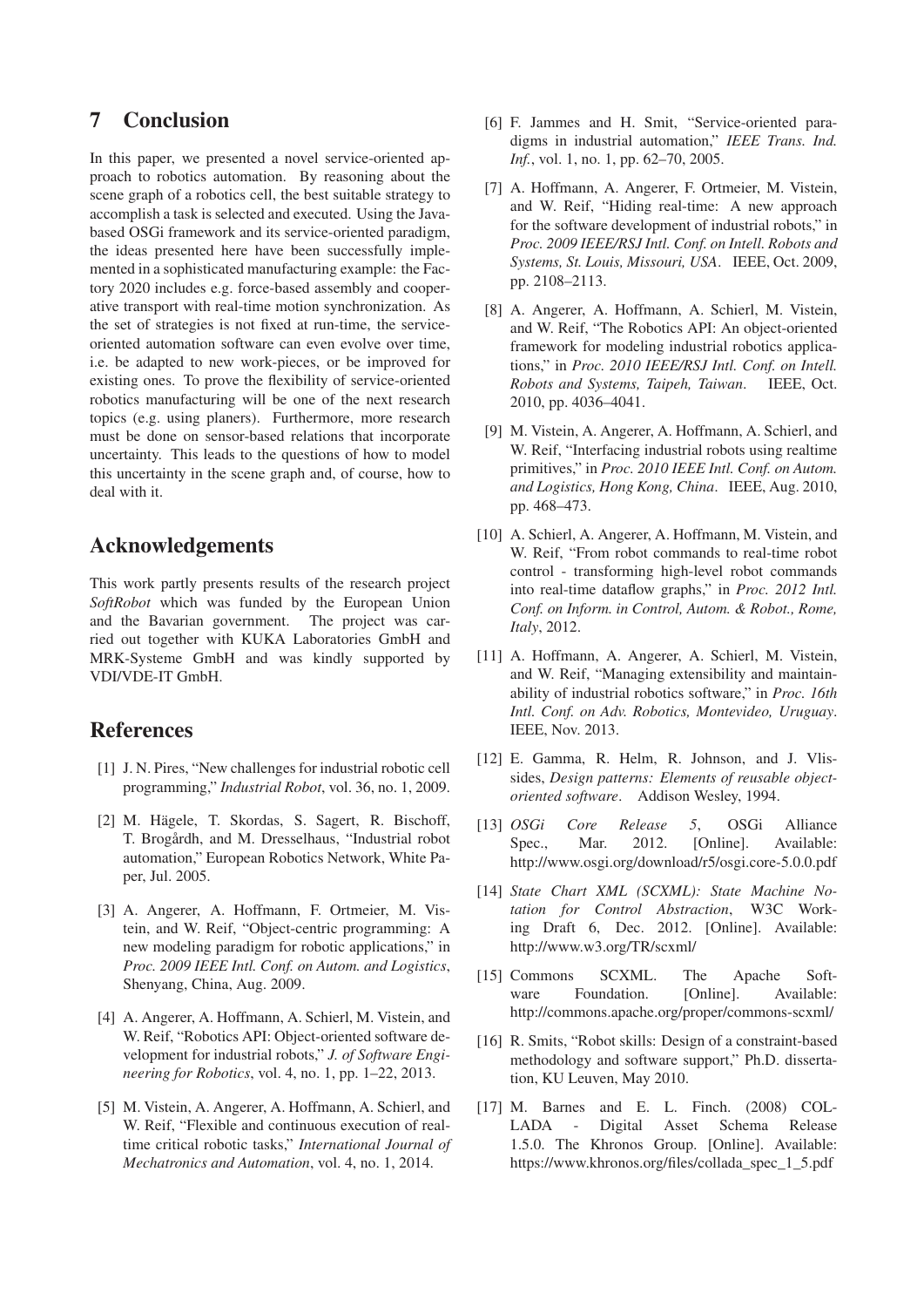## 7 Conclusion

In this paper, we presented a novel service-oriented approach to robotics automation. By reasoning about the scene graph of a robotics cell, the best suitable strategy to accomplish a task is selected and executed. Using the Java-based OSGi framework and its service-oriented paradigm, the ideas presented here have been successfully implemented in a sophisticated manufacturing example: the Factory 2020 includes e.g. force-based assembly and cooperative transport with real-time motion synchronization. As the set of strategies is not fixed at run-time, the service-oriented automation software can even evolve over time, i.e. be adapted to new work-pieces, or be improved for existing ones. To prove the flexibility of service-oriented robotics manufacturing will be one of the next research topics (e.g. using planers). Furthermore, more research must be done on sensor-based relations that incorporate uncertainty. This leads to the questions of how to model this uncertainty in the scene graph and, of course, how to deal with it.

## Acknowledgements

This work partly presents results of the research project *SoftRobot* which was funded by the European Union and the Bavarian government. The project was carried out together with KUKA Laboratories GmbH and MRK-Systeme GmbH and was kindly supported by VDI/VDE-IT GmbH.

## References

[1] J. N. Pires, "New challenges for industrial robotic cell programming," *Industrial Robot*, vol. 36, no. 1, 2009.

[2] M. Hägele, T. Skordas, S. Sagert, R. Bischoff, T. Brogårdh, and M. Dresselhaus, "Industrial robot automation," European Robotics Network, White Paper, Jul. 2005.

[3] A. Angerer, A. Hoffmann, F. Ortmeier, M. Vistein, and W. Reif, "Object-centric programming: A new modeling paradigm for robotic applications," in *Proc. 2009 IEEE Intl. Conf. on Autom. and Logistics*, Shenyang, China, Aug. 2009.

[4] A. Angerer, A. Hoffmann, A. Schierl, M. Vistein, and W. Reif, "Robotics API: Object-oriented software development for industrial robots," *J. of Software Engineering for Robotics*, vol. 4, no. 1, pp. 1–22, 2013.

[5] M. Vistein, A. Angerer, A. Hoffmann, A. Schierl, and W. Reif, "Flexible and continuous execution of real-time critical robotic tasks," *International Journal of Mechatronics and Automation*, vol. 4, no. 1, 2014.

[6] F. Jammes and H. Smit, "Service-oriented paradigms in industrial automation," *IEEE Trans. Ind. Inf.*, vol. 1, no. 1, pp. 62–70, 2005.

[7] A. Hoffmann, A. Angerer, F. Ortmeier, M. Vistein, and W. Reif, "Hiding real-time: A new approach for the software development of industrial robots," in *Proc. 2009 IEEE/RSJ Intl. Conf. on Intell. Robots and Systems, St. Louis, Missouri, USA*. IEEE, Oct. 2009, pp. 2108–2113.

[8] A. Angerer, A. Hoffmann, A. Schierl, M. Vistein, and W. Reif, "The Robotics API: An object-oriented framework for modeling industrial robotics applications," in *Proc. 2010 IEEE/RSJ Intl. Conf. on Intell. Robots and Systems, Taipeh, Taiwan*. IEEE, Oct. 2010, pp. 4036–4041.

[9] M. Vistein, A. Angerer, A. Hoffmann, A. Schierl, and W. Reif, "Interfacing industrial robots using realtime primitives," in *Proc. 2010 IEEE Intl. Conf. on Autom. and Logistics, Hong Kong, China*. IEEE, Aug. 2010, pp. 468–473.

[10] A. Schierl, A. Angerer, A. Hoffmann, M. Vistein, and W. Reif, "From robot commands to real-time robot control - transforming high-level robot commands into real-time dataflow graphs," in *Proc. 2012 Intl. Conf. on Inform. in Control, Autom. & Robot., Rome, Italy*, 2012.

[11] A. Hoffmann, A. Angerer, A. Schierl, M. Vistein, and W. Reif, "Managing extensibility and maintainability of industrial robotics software," in *Proc. 16th Intl. Conf. on Adv. Robotics, Montevideo, Uruguay*. IEEE, Nov. 2013.

[12] E. Gamma, R. Helm, R. Johnson, and J. Vlissides, *Design patterns: Elements of reusable object-oriented software*. Addison Wesley, 1994.

[13] *OSGi Core Release 5*, OSGi Alliance Spec., Mar. 2012. [Online]. Available: http://www.osgi.org/download/r5/osgi.core-5.0.0.pdf

[14] *State Chart XML (SCXML): State Machine Notation for Control Abstraction*, W3C Working Draft 6, Dec. 2012. [Online]. Available: http://www.w3.org/TR/scxml/

[15] Commons SCXML. The Apache Software Foundation. [Online]. Available: http://commons.apache.org/proper/commons-scxml/

[16] R. Smits, "Robot skills: Design of a constraint-based methodology and software support," Ph.D. dissertation, KU Leuven, May 2010.

[17] M. Barnes and E. L. Finch. (2008) COLLADA - Digital Asset Schema Release 1.5.0. The Khronos Group. [Online]. Available: https://www.khronos.org/files/collada_spec_1_5.pdf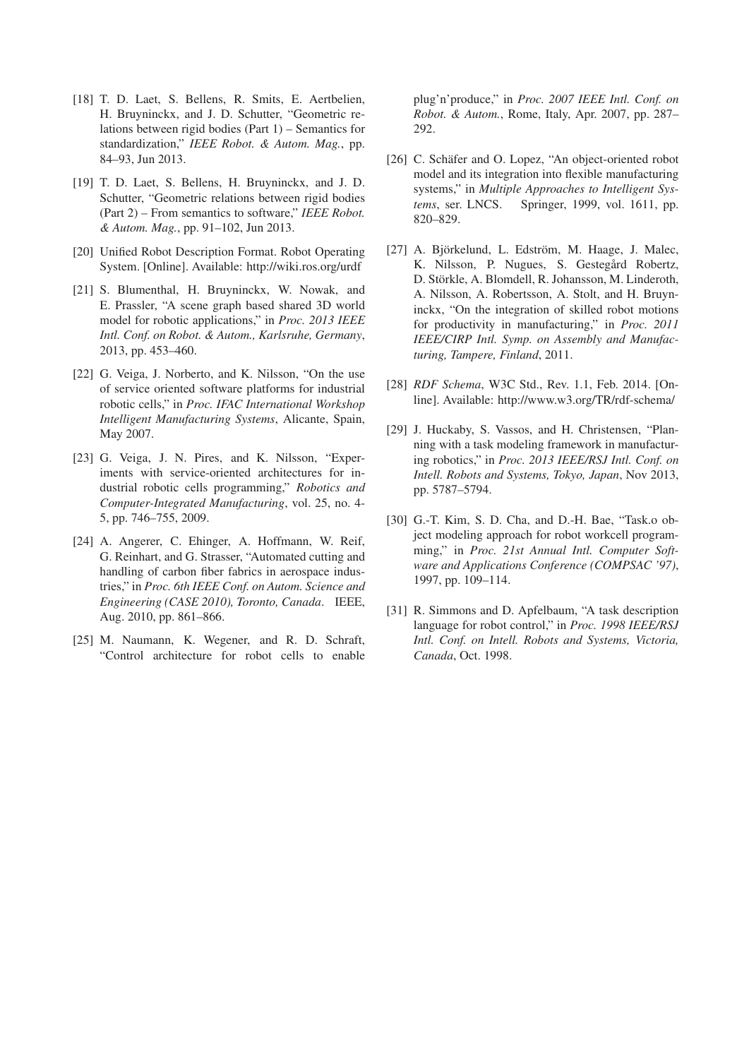[18] T. D. Laet, S. Bellens, R. Smits, E. Aertbelien, H. Bruyninckx, and J. D. Schutter, "Geometric relations between rigid bodies (Part 1) – Semantics for standardization," *IEEE Robot. & Autom. Mag.*, pp. 84–93, Jun 2013.

[19] T. D. Laet, S. Bellens, H. Bruyninckx, and J. D. Schutter, "Geometric relations between rigid bodies (Part 2) – From semantics to software," *IEEE Robot. & Autom. Mag.*, pp. 91–102, Jun 2013.

[20] Unified Robot Description Format. Robot Operating System. [Online]. Available: http://wiki.ros.org/urdf

[21] S. Blumenthal, H. Bruyninckx, W. Nowak, and E. Prassler, "A scene graph based shared 3D world model for robotic applications," in *Proc. 2013 IEEE Intl. Conf. on Robot. & Autom., Karlsruhe, Germany*, 2013, pp. 453–460.

[22] G. Veiga, J. Norberto, and K. Nilsson, "On the use of service oriented software platforms for industrial robotic cells," in *Proc. IFAC International Workshop Intelligent Manufacturing Systems*, Alicante, Spain, May 2007.

[23] G. Veiga, J. N. Pires, and K. Nilsson, "Experiments with service-oriented architectures for industrial robotic cells programming," *Robotics and Computer-Integrated Manufacturing*, vol. 25, no. 4-5, pp. 746–755, 2009.

[24] A. Angerer, C. Ehinger, A. Hoffmann, W. Reif, G. Reinhart, and G. Strasser, "Automated cutting and handling of carbon fiber fabrics in aerospace industries," in *Proc. 6th IEEE Conf. on Autom. Science and Engineering (CASE 2010), Toronto, Canada*. IEEE, Aug. 2010, pp. 861–866.

[25] M. Naumann, K. Wegener, and R. D. Schraft, "Control architecture for robot cells to enable plug'n'produce," in *Proc. 2007 IEEE Intl. Conf. on Robot. & Autom.*, Rome, Italy, Apr. 2007, pp. 287–292.

[26] C. Schäfer and O. Lopez, "An object-oriented robot model and its integration into flexible manufacturing systems," in *Multiple Approaches to Intelligent Systems*, ser. LNCS. Springer, 1999, vol. 1611, pp. 820–829.

[27] A. Björkelund, L. Edström, M. Haage, J. Malec, K. Nilsson, P. Nugues, S. Gestegård Robertz, D. Störkle, A. Blomdell, R. Johansson, M. Linderoth, A. Nilsson, A. Robertsson, A. Stolt, and H. Bruyninckx, "On the integration of skilled robot motions for productivity in manufacturing," in *Proc. 2011 IEEE/CIRP Intl. Symp. on Assembly and Manufacturing, Tampere, Finland*, 2011.

[28] *RDF Schema*, W3C Std., Rev. 1.1, Feb. 2014. [Online]. Available: http://www.w3.org/TR/rdf-schema/

[29] J. Huckaby, S. Vassos, and H. Christensen, "Planning with a task modeling framework in manufacturing robotics," in *Proc. 2013 IEEE/RSJ Intl. Conf. on Intell. Robots and Systems, Tokyo, Japan*, Nov 2013, pp. 5787–5794.

[30] G.-T. Kim, S. D. Cha, and D.-H. Bae, "Task.o object modeling approach for robot workcell programming," in *Proc. 21st Annual Intl. Computer Software and Applications Conference (COMPSAC '97)*, 1997, pp. 109–114.

[31] R. Simmons and D. Apfelbaum, "A task description language for robot control," in *Proc. 1998 IEEE/RSJ Intl. Conf. on Intell. Robots and Systems, Victoria, Canada*, Oct. 1998.